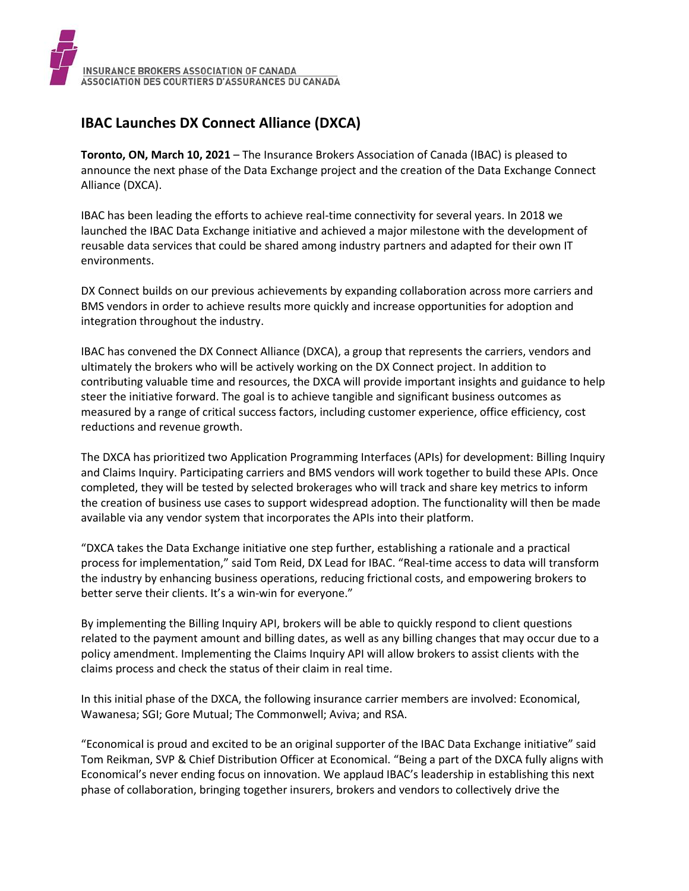INSURANCE BROKERS ASSOCIATION OF CANADA
ASSOCIATION DES COURTIERS D'ASSURANCES DU CANADA

# IBAC Launches DX Connect Alliance (DXCA)

**Toronto, ON, March 10, 2021** – The Insurance Brokers Association of Canada (IBAC) is pleased to announce the next phase of the Data Exchange project and the creation of the Data Exchange Connect Alliance (DXCA).

IBAC has been leading the efforts to achieve real-time connectivity for several years. In 2018 we launched the IBAC Data Exchange initiative and achieved a major milestone with the development of reusable data services that could be shared among industry partners and adapted for their own IT environments.

DX Connect builds on our previous achievements by expanding collaboration across more carriers and BMS vendors in order to achieve results more quickly and increase opportunities for adoption and integration throughout the industry.

IBAC has convened the DX Connect Alliance (DXCA), a group that represents the carriers, vendors and ultimately the brokers who will be actively working on the DX Connect project. In addition to contributing valuable time and resources, the DXCA will provide important insights and guidance to help steer the initiative forward. The goal is to achieve tangible and significant business outcomes as measured by a range of critical success factors, including customer experience, office efficiency, cost reductions and revenue growth.

The DXCA has prioritized two Application Programming Interfaces (APIs) for development: Billing Inquiry and Claims Inquiry. Participating carriers and BMS vendors will work together to build these APIs. Once completed, they will be tested by selected brokerages who will track and share key metrics to inform the creation of business use cases to support widespread adoption. The functionality will then be made available via any vendor system that incorporates the APIs into their platform.

"DXCA takes the Data Exchange initiative one step further, establishing a rationale and a practical process for implementation," said Tom Reid, DX Lead for IBAC. "Real-time access to data will transform the industry by enhancing business operations, reducing frictional costs, and empowering brokers to better serve their clients. It's a win-win for everyone."

By implementing the Billing Inquiry API, brokers will be able to quickly respond to client questions related to the payment amount and billing dates, as well as any billing changes that may occur due to a policy amendment. Implementing the Claims Inquiry API will allow brokers to assist clients with the claims process and check the status of their claim in real time.

In this initial phase of the DXCA, the following insurance carrier members are involved: Economical, Wawanesa; SGI; Gore Mutual; The Commonwell; Aviva; and RSA.

"Economical is proud and excited to be an original supporter of the IBAC Data Exchange initiative" said Tom Reikman, SVP & Chief Distribution Officer at Economical. "Being a part of the DXCA fully aligns with Economical's never ending focus on innovation. We applaud IBAC's leadership in establishing this next phase of collaboration, bringing together insurers, brokers and vendors to collectively drive the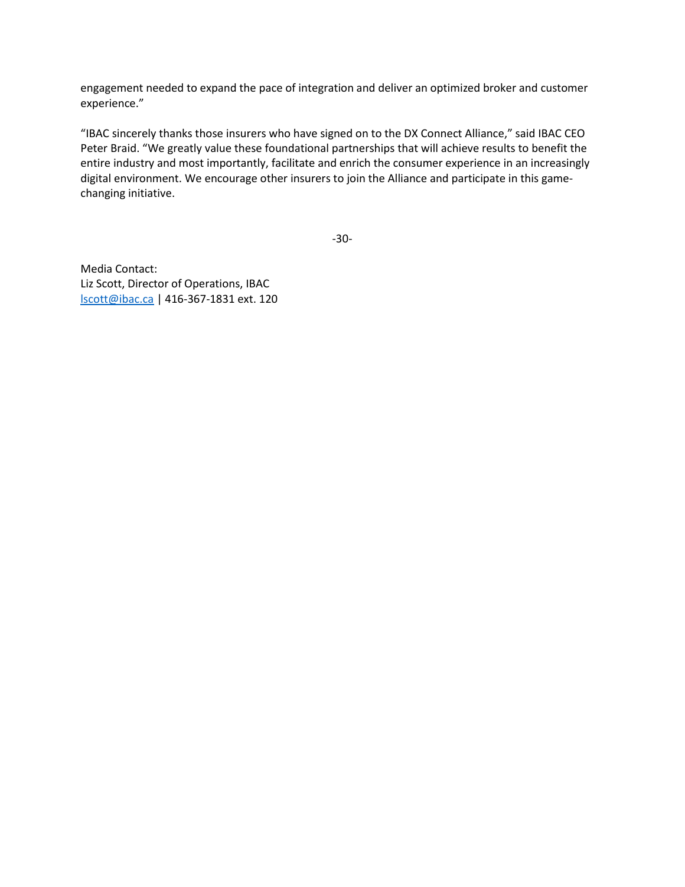engagement needed to expand the pace of integration and deliver an optimized broker and customer experience."

"IBAC sincerely thanks those insurers who have signed on to the DX Connect Alliance," said IBAC CEO Peter Braid. "We greatly value these foundational partnerships that will achieve results to benefit the entire industry and most importantly, facilitate and enrich the consumer experience in an increasingly digital environment. We encourage other insurers to join the Alliance and participate in this game-changing initiative.

-30-

Media Contact:
Liz Scott, Director of Operations, IBAC
lscott@ibac.ca | 416-367-1831 ext. 120